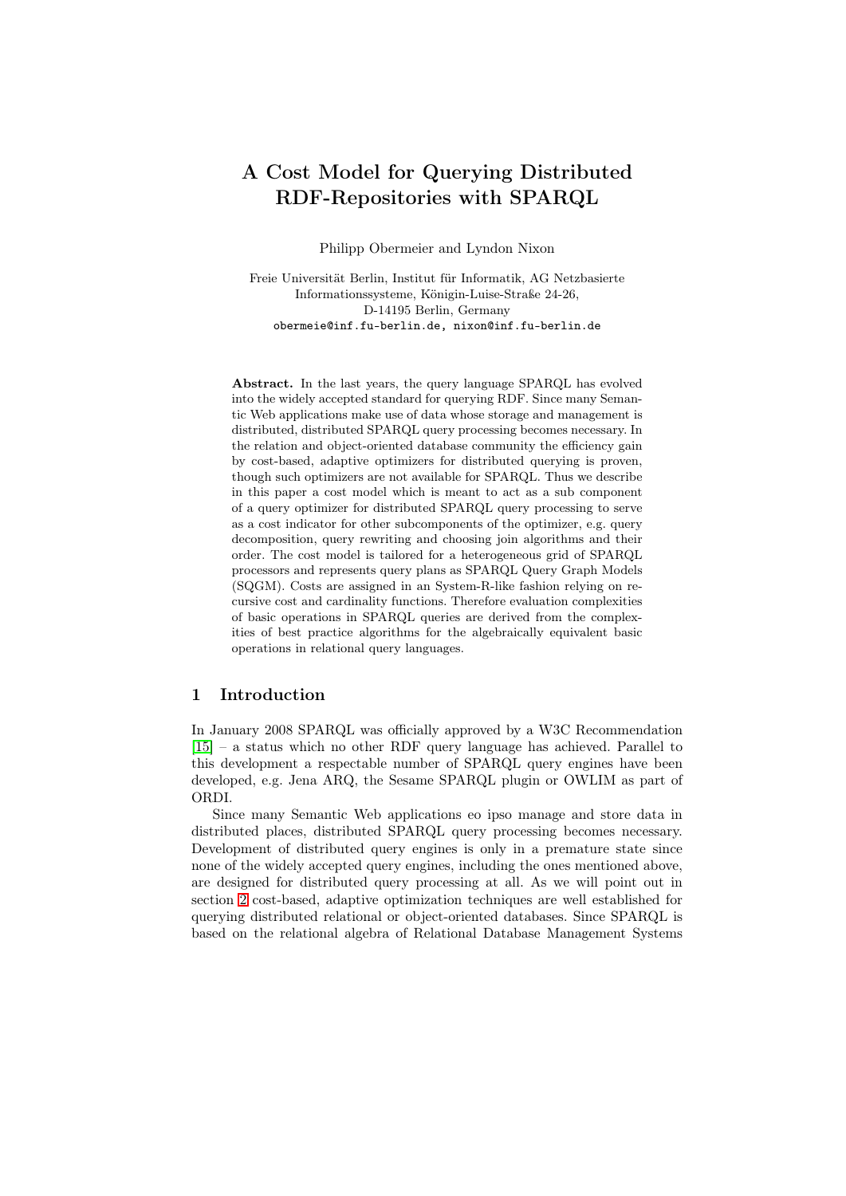# A Cost Model for Querying Distributed RDF-Repositories with SPARQL

Philipp Obermeier and Lyndon Nixon

Freie Universität Berlin, Institut für Informatik, AG Netzbasierte Informationssysteme, Königin-Luise-Straße 24-26, D-14195 Berlin, Germany
obermeie@inf.fu-berlin.de, nixon@inf.fu-berlin.de

**Abstract.** In the last years, the query language SPARQL has evolved into the widely accepted standard for querying RDF. Since many Semantic Web applications make use of data whose storage and management is distributed, distributed SPARQL query processing becomes necessary. In the relation and object-oriented database community the efficiency gain by cost-based, adaptive optimizers for distributed querying is proven, though such optimizers are not available for SPARQL. Thus we describe in this paper a cost model which is meant to act as a sub component of a query optimizer for distributed SPARQL query processing to serve as a cost indicator for other subcomponents of the optimizer, e.g. query decomposition, query rewriting and choosing join algorithms and their order. The cost model is tailored for a heterogeneous grid of SPARQL processors and represents query plans as SPARQL Query Graph Models (SQGM). Costs are assigned in an System-R-like fashion relying on recursive cost and cardinality functions. Therefore evaluation complexities of basic operations in SPARQL queries are derived from the complexities of best practice algorithms for the algebraically equivalent basic operations in relational query languages.

## 1 Introduction

In January 2008 SPARQL was officially approved by a W3C Recommendation [15] – a status which no other RDF query language has achieved. Parallel to this development a respectable number of SPARQL query engines have been developed, e.g. Jena ARQ, the Sesame SPARQL plugin or OWLIM as part of ORDI.

Since many Semantic Web applications eo ipso manage and store data in distributed places, distributed SPARQL query processing becomes necessary. Development of distributed query engines is only in a premature state since none of the widely accepted query engines, including the ones mentioned above, are designed for distributed query processing at all. As we will point out in section 2 cost-based, adaptive optimization techniques are well established for querying distributed relational or object-oriented databases. Since SPARQL is based on the relational algebra of Relational Database Management Systems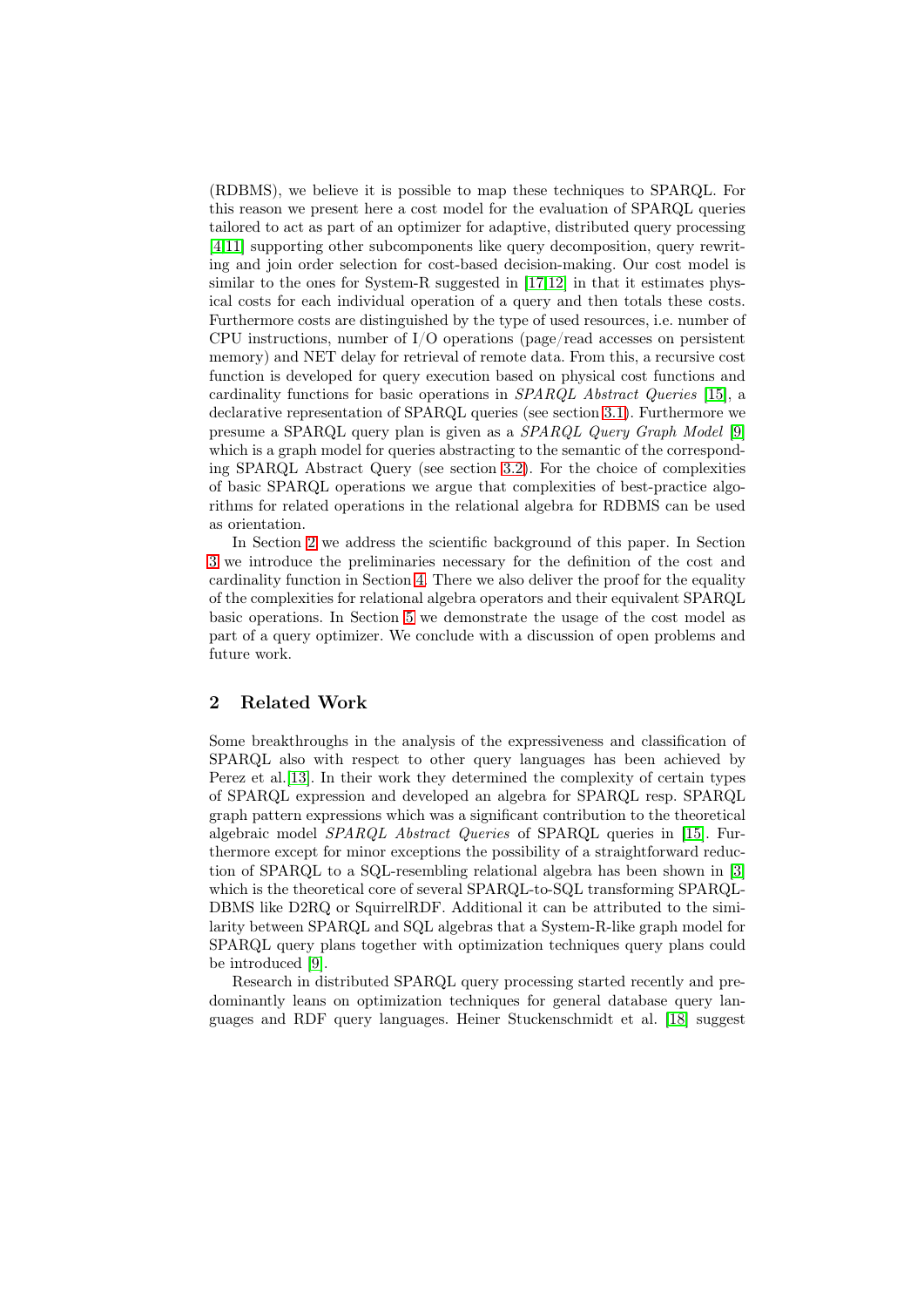(RDBMS), we believe it is possible to map these techniques to SPARQL. For this reason we present here a cost model for the evaluation of SPARQL queries tailored to act as part of an optimizer for adaptive, distributed query processing [4,11] supporting other subcomponents like query decomposition, query rewriting and join order selection for cost-based decision-making. Our cost model is similar to the ones for System-R suggested in [17,12] in that it estimates physical costs for each individual operation of a query and then totals these costs. Furthermore costs are distinguished by the type of used resources, i.e. number of CPU instructions, number of I/O operations (page/read accesses on persistent memory) and NET delay for retrieval of remote data. From this, a recursive cost function is developed for query execution based on physical cost functions and cardinality functions for basic operations in *SPARQL Abstract Queries* [15], a declarative representation of SPARQL queries (see section 3.1). Furthermore we presume a SPARQL query plan is given as a *SPARQL Query Graph Model* [9] which is a graph model for queries abstracting to the semantic of the corresponding SPARQL Abstract Query (see section 3.2). For the choice of complexities of basic SPARQL operations we argue that complexities of best-practice algorithms for related operations in the relational algebra for RDBMS can be used as orientation.

In Section 2 we address the scientific background of this paper. In Section 3 we introduce the preliminaries necessary for the definition of the cost and cardinality function in Section 4. There we also deliver the proof for the equality of the complexities for relational algebra operators and their equivalent SPARQL basic operations. In Section 5 we demonstrate the usage of the cost model as part of a query optimizer. We conclude with a discussion of open problems and future work.

## 2 Related Work

Some breakthroughs in the analysis of the expressiveness and classification of SPARQL also with respect to other query languages has been achieved by Perez et al.[13]. In their work they determined the complexity of certain types of SPARQL expression and developed an algebra for SPARQL resp. SPARQL graph pattern expressions which was a significant contribution to the theoretical algebraic model *SPARQL Abstract Queries* of SPARQL queries in [15]. Furthermore except for minor exceptions the possibility of a straightforward reduction of SPARQL to a SQL-resembling relational algebra has been shown in [3] which is the theoretical core of several SPARQL-to-SQL transforming SPARQL-DBMS like D2RQ or SquirrelRDF. Additional it can be attributed to the similarity between SPARQL and SQL algebras that a System-R-like graph model for SPARQL query plans together with optimization techniques query plans could be introduced [9].

Research in distributed SPARQL query processing started recently and predominantly leans on optimization techniques for general database query languages and RDF query languages. Heiner Stuckenschmidt et al. [18] suggest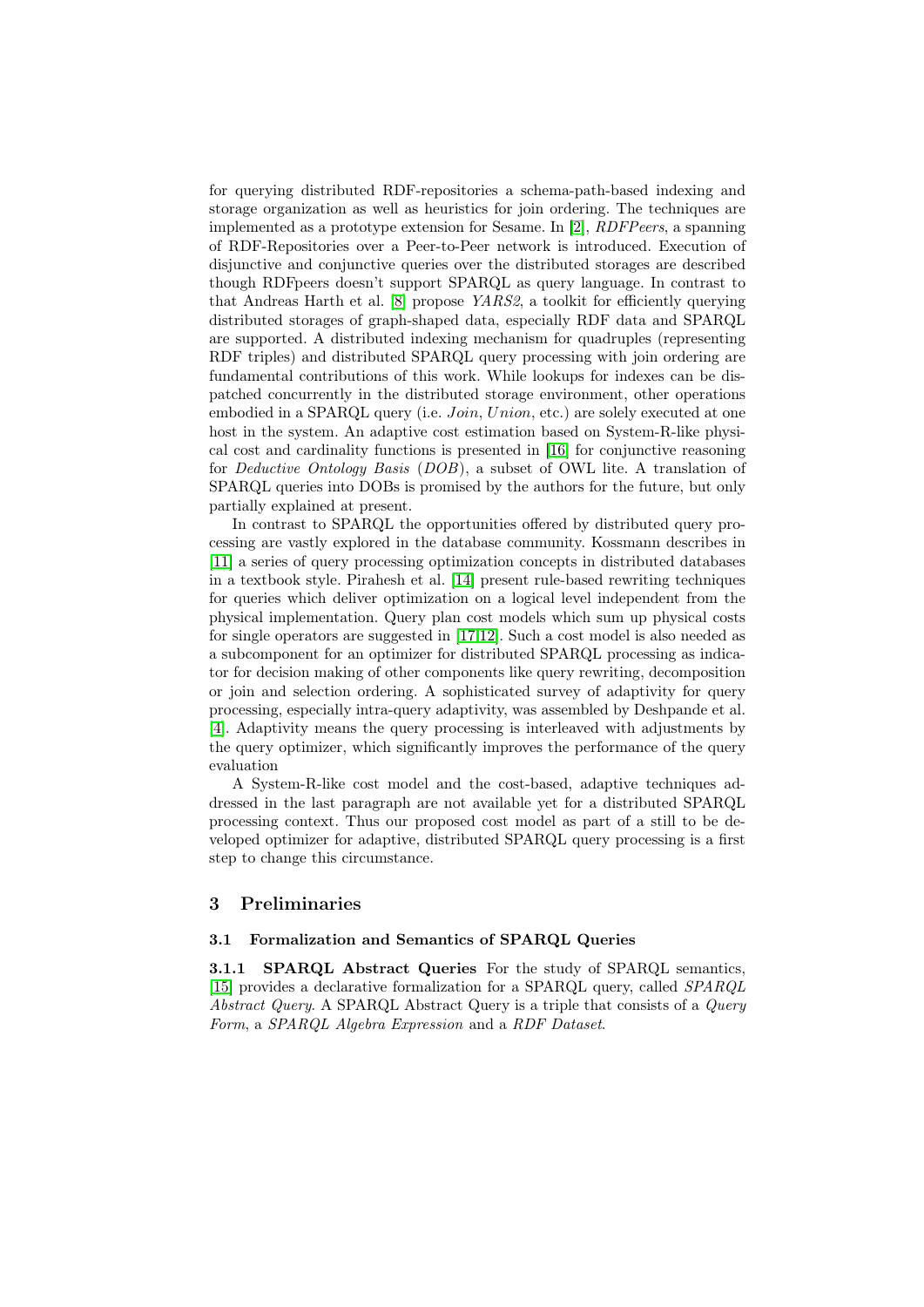for querying distributed RDF-repositories a schema-path-based indexing and storage organization as well as heuristics for join ordering. The techniques are implemented as a prototype extension for Sesame. In [2], *RDFPeers*, a spanning of RDF-Repositories over a Peer-to-Peer network is introduced. Execution of disjunctive and conjunctive queries over the distributed storages are described though RDFpeers doesn't support SPARQL as query language. In contrast to that Andreas Harth et al. [8] propose *YARS2*, a toolkit for efficiently querying distributed storages of graph-shaped data, especially RDF data and SPARQL are supported. A distributed indexing mechanism for quadruples (representing RDF triples) and distributed SPARQL query processing with join ordering are fundamental contributions of this work. While lookups for indexes can be dispatched concurrently in the distributed storage environment, other operations embodied in a SPARQL query (i.e. *Join*, *Union*, etc.) are solely executed at one host in the system. An adaptive cost estimation based on System-R-like physical cost and cardinality functions is presented in [16] for conjunctive reasoning for *Deductive Ontology Basis* (*DOB*), a subset of OWL lite. A translation of SPARQL queries into DOBs is promised by the authors for the future, but only partially explained at present.

In contrast to SPARQL the opportunities offered by distributed query processing are vastly explored in the database community. Kossmann describes in [11] a series of query processing optimization concepts in distributed databases in a textbook style. Pirahesh et al. [14] present rule-based rewriting techniques for queries which deliver optimization on a logical level independent from the physical implementation. Query plan cost models which sum up physical costs for single operators are suggested in [17,12]. Such a cost model is also needed as a subcomponent for an optimizer for distributed SPARQL processing as indicator for decision making of other components like query rewriting, decomposition or join and selection ordering. A sophisticated survey of adaptivity for query processing, especially intra-query adaptivity, was assembled by Deshpande et al. [4]. Adaptivity means the query processing is interleaved with adjustments by the query optimizer, which significantly improves the performance of the query evaluation

A System-R-like cost model and the cost-based, adaptive techniques addressed in the last paragraph are not available yet for a distributed SPARQL processing context. Thus our proposed cost model as part of a still to be developed optimizer for adaptive, distributed SPARQL query processing is a first step to change this circumstance.

## 3 Preliminaries

### 3.1 Formalization and Semantics of SPARQL Queries

**3.1.1 SPARQL Abstract Queries** For the study of SPARQL semantics, [15] provides a declarative formalization for a SPARQL query, called *SPARQL Abstract Query*. A SPARQL Abstract Query is a triple that consists of a *Query Form*, a *SPARQL Algebra Expression* and a *RDF Dataset*.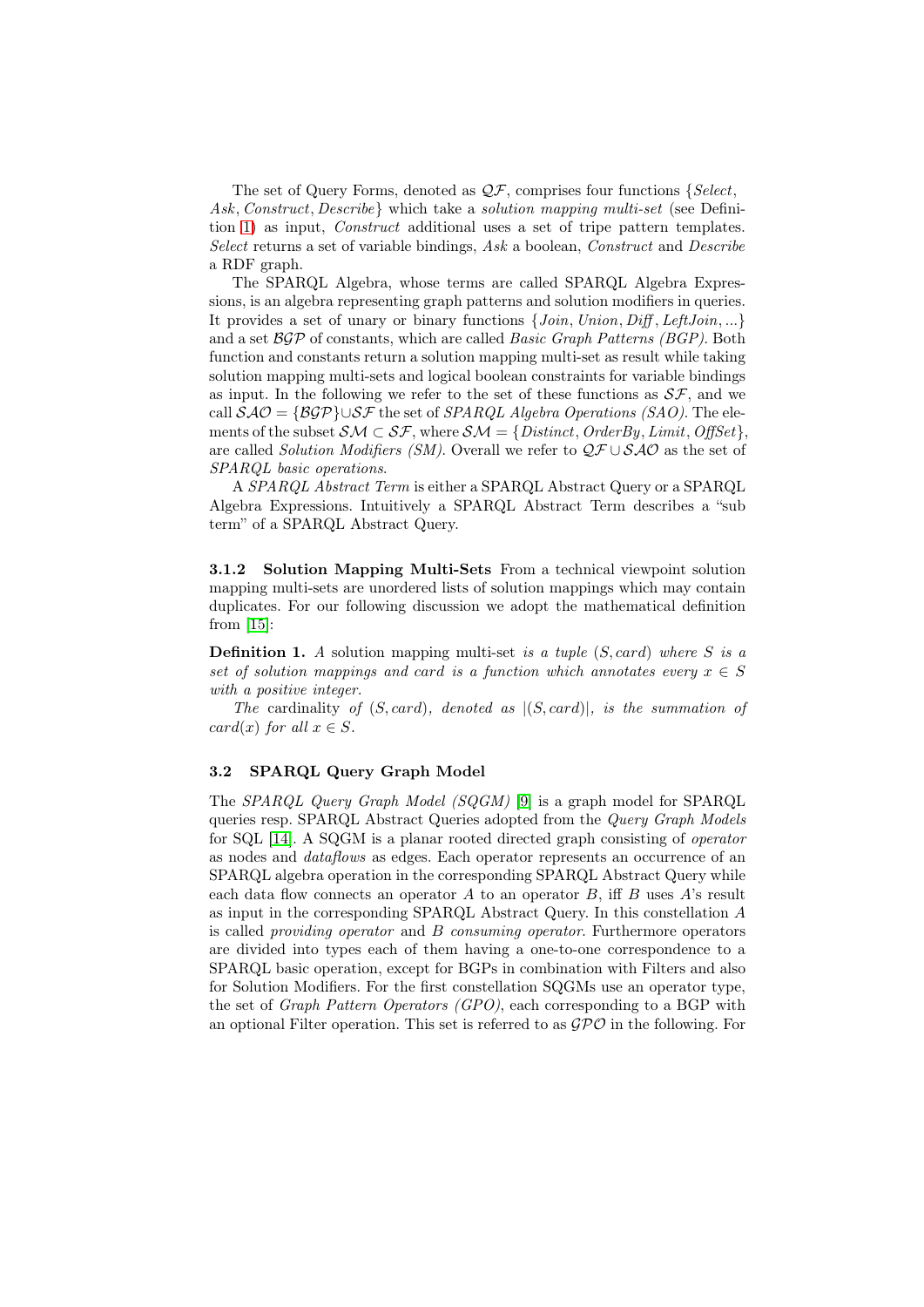The set of Query Forms, denoted as $\mathcal{QF}$, comprises four functions {*Select*, *Ask*, *Construct*, *Describe*} which take a *solution mapping multi-set* (see Definition 1) as input, *Construct* additional uses a set of tripe pattern templates. *Select* returns a set of variable bindings, *Ask* a boolean, *Construct* and *Describe* a RDF graph.

The SPARQL Algebra, whose terms are called SPARQL Algebra Expressions, is an algebra representing graph patterns and solution modifiers in queries. It provides a set of unary or binary functions $\{Join, Union, Diff, LeftJoin, ...\}$ and a set $\mathcal{BGP}$ of constants, which are called *Basic Graph Patterns (BGP)*. Both function and constants return a solution mapping multi-set as result while taking solution mapping multi-sets and logical boolean constraints for variable bindings as input. In the following we refer to the set of these functions as $\mathcal{SF}$, and we call $\mathcal{SAO} = \{\mathcal{BGP}\} \cup \mathcal{SF}$ the set of *SPARQL Algebra Operations (SAO)*. The elements of the subset $\mathcal{SM} \subset \mathcal{SF}$, where $\mathcal{SM} = \{Distinct, OrderBy, Limit, OffSet\}$, are called *Solution Modifiers (SM)*. Overall we refer to $\mathcal{QF} \cup \mathcal{SAO}$ as the set of *SPARQL basic operations*.

A *SPARQL Abstract Term* is either a SPARQL Abstract Query or a SPARQL Algebra Expressions. Intuitively a SPARQL Abstract Term describes a "sub term" of a SPARQL Abstract Query.

#### 3.1.2 Solution Mapping Multi-Sets

From a technical viewpoint solution mapping multi-sets are unordered lists of solution mappings which may contain duplicates. For our following discussion we adopt the mathematical definition from [15]:

**Definition 1.** *A* solution mapping multi-set *is a tuple* $(S, card)$ *where* $S$ *is a set of solution mappings and* $card$ *is a function which annotates every* $x \in S$ *with a positive integer.*

*The* cardinality *of* $(S, card)$*, denoted as* $|(S, card)|$*, is the summation of* $card(x)$ *for all* $x \in S$*.*

### 3.2 SPARQL Query Graph Model

The *SPARQL Query Graph Model (SQGM)* [9] is a graph model for SPARQL queries resp. SPARQL Abstract Queries adopted from the *Query Graph Models* for SQL [14]. A SQGM is a planar rooted directed graph consisting of *operator* as nodes and *dataflows* as edges. Each operator represents an occurrence of an SPARQL algebra operation in the corresponding SPARQL Abstract Query while each data flow connects an operator $A$ to an operator $B$, iff $B$ uses $A$'s result as input in the corresponding SPARQL Abstract Query. In this constellation $A$ is called *providing operator* and $B$ *consuming operator*. Furthermore operators are divided into types each of them having a one-to-one correspondence to a SPARQL basic operation, except for BGPs in combination with Filters and also for Solution Modifiers. For the first constellation SQGMs use an operator type, the set of *Graph Pattern Operators (GPO)*, each corresponding to a BGP with an optional Filter operation. This set is referred to as $\mathcal{GPO}$ in the following. For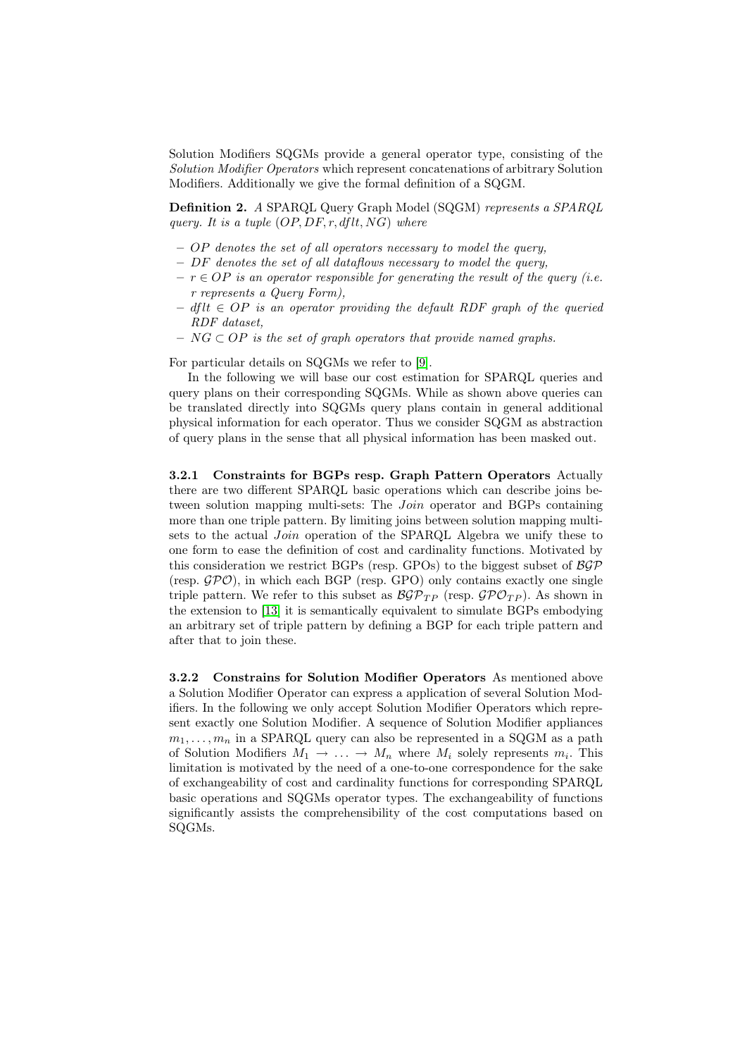Solution Modifiers SQGMs provide a general operator type, consisting of the *Solution Modifier Operators* which represent concatenations of arbitrary Solution Modifiers. Additionally we give the formal definition of a SQGM.

**Definition 2.** *A SPARQL Query Graph Model (SQGM) represents a SPARQL query. It is a tuple* $(OP, DF, r, dflt, NG)$ *where*

- $OP$ *denotes the set of all operators necessary to model the query,*
- $DF$ *denotes the set of all dataflows necessary to model the query,*
- $r \in OP$ *is an operator responsible for generating the result of the query (i.e.* $r$ *represents a Query Form),*
- $dflt \in OP$ *is an operator providing the default RDF graph of the queried RDF dataset,*
- $NG \subset OP$ *is the set of graph operators that provide named graphs.*

For particular details on SQGMs we refer to [9].

In the following we will base our cost estimation for SPARQL queries and query plans on their corresponding SQGMs. While as shown above queries can be translated directly into SQGMs query plans contain in general additional physical information for each operator. Thus we consider SQGM as abstraction of query plans in the sense that all physical information has been masked out.

**3.2.1 Constraints for BGPs resp. Graph Pattern Operators** Actually there are two different SPARQL basic operations which can describe joins between solution mapping multi-sets: The *Join* operator and BGPs containing more than one triple pattern. By limiting joins between solution mapping multisets to the actual *Join* operation of the SPARQL Algebra we unify these to one form to ease the definition of cost and cardinality functions. Motivated by this consideration we restrict BGPs (resp. GPOs) to the biggest subset of $\mathcal{BGP}$ (resp. $\mathcal{GPO}$), in which each BGP (resp. GPO) only contains exactly one single triple pattern. We refer to this subset as $\mathcal{BGP}_{TP}$ (resp. $\mathcal{GPO}_{TP}$). As shown in the extension to [13] it is semantically equivalent to simulate BGPs embodying an arbitrary set of triple pattern by defining a BGP for each triple pattern and after that to join these.

**3.2.2 Constrains for Solution Modifier Operators** As mentioned above a Solution Modifier Operator can express a application of several Solution Modifiers. In the following we only accept Solution Modifier Operators which represent exactly one Solution Modifier. A sequence of Solution Modifier appliances $m_1, \ldots, m_n$ in a SPARQL query can also be represented in a SQGM as a path of Solution Modifiers $M_1 \rightarrow \ldots \rightarrow M_n$ where $M_i$ solely represents $m_i$. This limitation is motivated by the need of a one-to-one correspondence for the sake of exchangeability of cost and cardinality functions for corresponding SPARQL basic operations and SQGMs operator types. The exchangeability of functions significantly assists the comprehensibility of the cost computations based on SQGMs.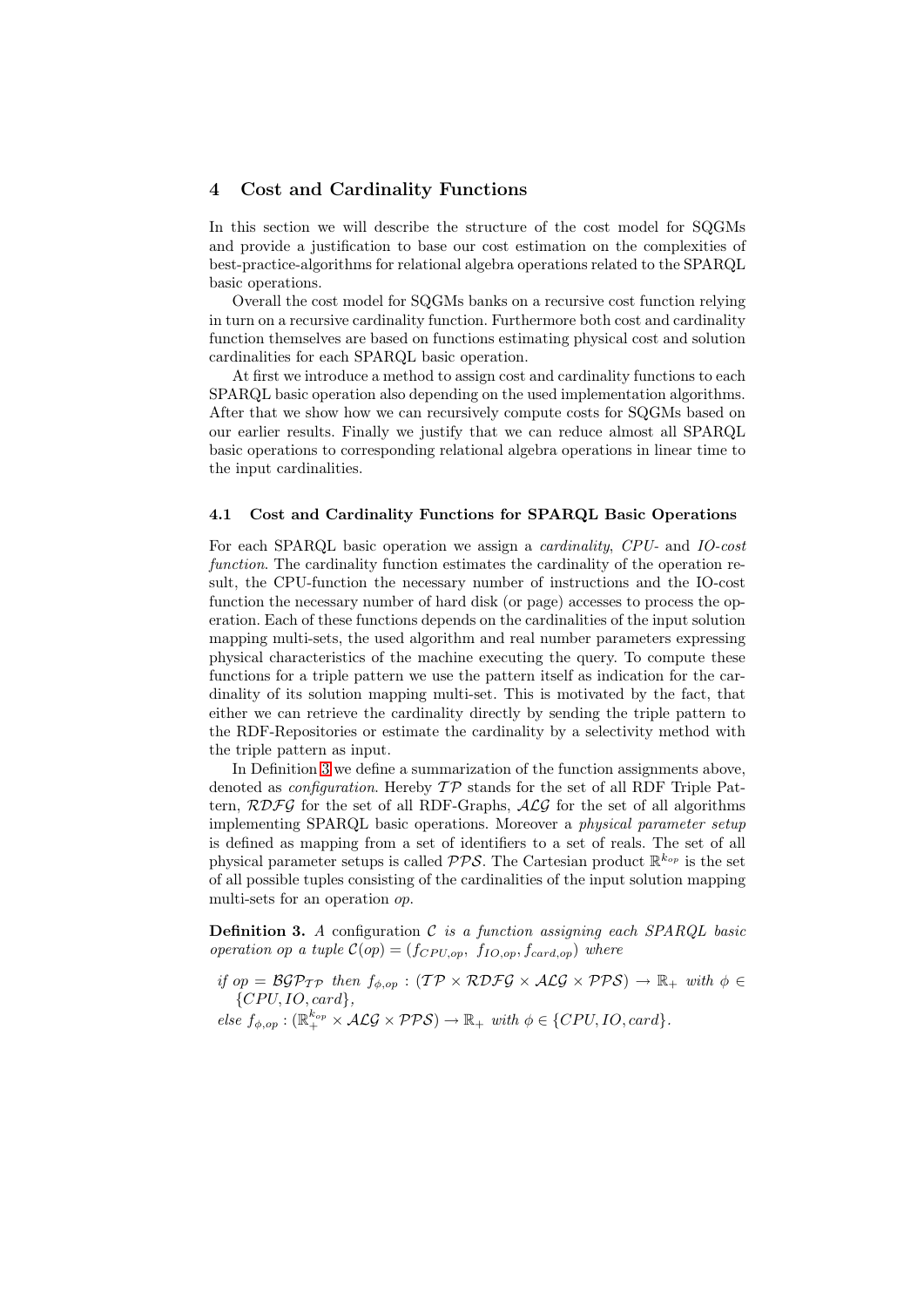## 4 Cost and Cardinality Functions

In this section we will describe the structure of the cost model for SQGMs and provide a justification to base our cost estimation on the complexities of best-practice-algorithms for relational algebra operations related to the SPARQL basic operations.

Overall the cost model for SQGMs banks on a recursive cost function relying in turn on a recursive cardinality function. Furthermore both cost and cardinality function themselves are based on functions estimating physical cost and solution cardinalities for each SPARQL basic operation.

At first we introduce a method to assign cost and cardinality functions to each SPARQL basic operation also depending on the used implementation algorithms. After that we show how we can recursively compute costs for SQGMs based on our earlier results. Finally we justify that we can reduce almost all SPARQL basic operations to corresponding relational algebra operations in linear time to the input cardinalities.

### 4.1 Cost and Cardinality Functions for SPARQL Basic Operations

For each SPARQL basic operation we assign a *cardinality*, *CPU-* and *IO-cost function*. The cardinality function estimates the cardinality of the operation result, the CPU-function the necessary number of instructions and the IO-cost function the necessary number of hard disk (or page) accesses to process the operation. Each of these functions depends on the cardinalities of the input solution mapping multi-sets, the used algorithm and real number parameters expressing physical characteristics of the machine executing the query. To compute these functions for a triple pattern we use the pattern itself as indication for the cardinality of its solution mapping multi-set. This is motivated by the fact, that either we can retrieve the cardinality directly by sending the triple pattern to the RDF-Repositories or estimate the cardinality by a selectivity method with the triple pattern as input.

In Definition 3 we define a summarization of the function assignments above, denoted as *configuration*. Hereby $\mathcal{TP}$ stands for the set of all RDF Triple Pattern, $\mathcal{RDFG}$ for the set of all RDF-Graphs, $\mathcal{ALG}$ for the set of all algorithms implementing SPARQL basic operations. Moreover a *physical parameter setup* is defined as mapping from a set of identifiers to a set of reals. The set of all physical parameter setups is called $\mathcal{PPS}$. The Cartesian product $\mathbb{R}^{k_{op}}$ is the set of all possible tuples consisting of the cardinalities of the input solution mapping multi-sets for an operation *op*.

**Definition 3.** *A* configuration $\mathcal{C}$ *is a function assigning each SPARQL basic operation op a tuple* $\mathcal{C}(op) = (f_{CPU,op},\ f_{IO,op}, f_{card,op})$ *where*

*if* $op = \mathcal{BGP}_{\mathcal{TP}}$ *then* $f_{\phi,op} : (\mathcal{TP} \times \mathcal{RDFG} \times \mathcal{ALG} \times \mathcal{PPS}) \rightarrow \mathbb{R}_+$ *with* $\phi \in \{CPU, IO, card\}$,
*else* $f_{\phi,op} : (\mathbb{R}_+^{k_{op}} \times \mathcal{ALG} \times \mathcal{PPS}) \rightarrow \mathbb{R}_+$ *with* $\phi \in \{CPU, IO, card\}$.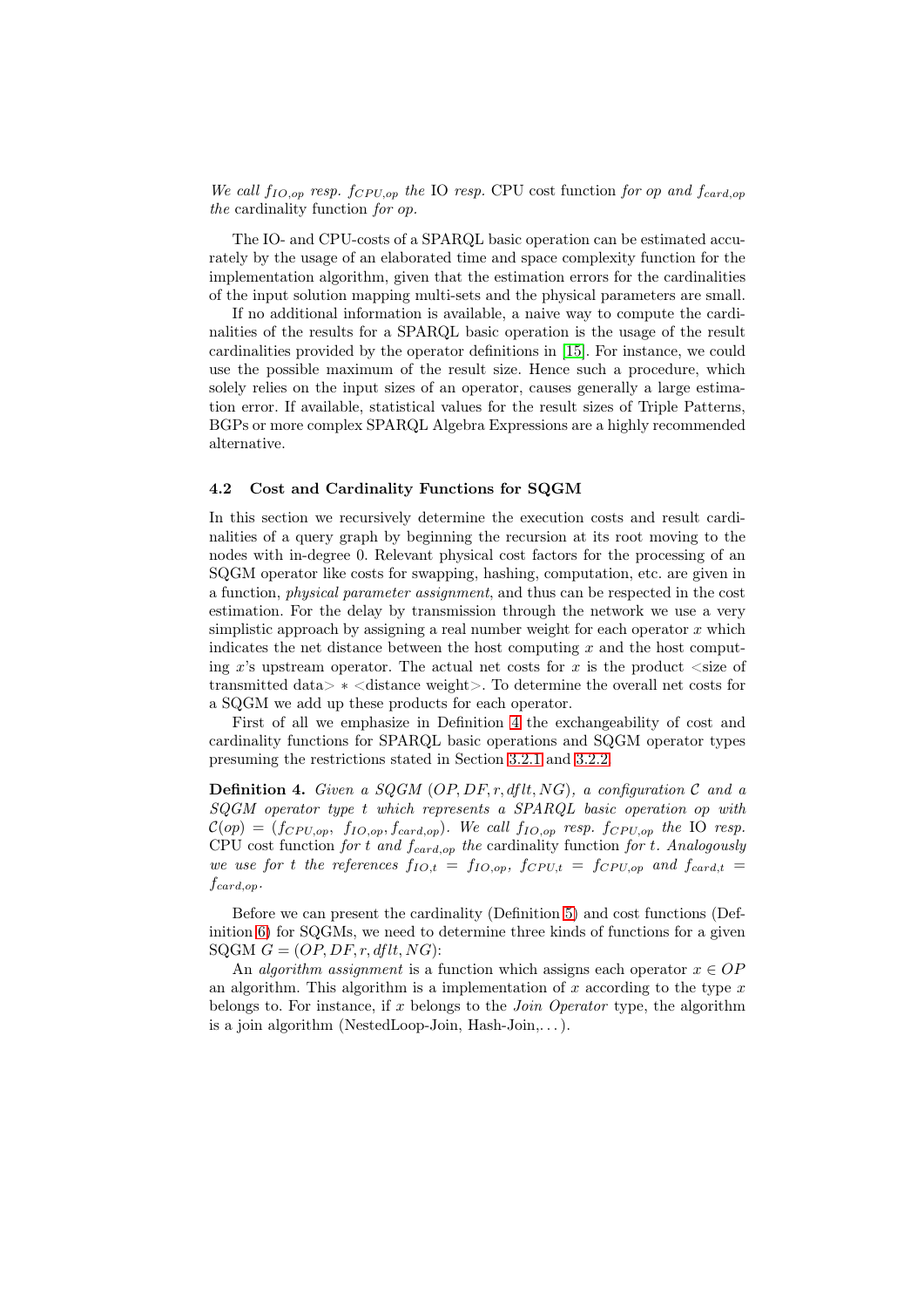*We call* $f_{IO,op}$ *resp.* $f_{CPU,op}$ *the* IO *resp.* CPU cost function *for op and* $f_{card,op}$ *the* cardinality function *for op.*

The IO- and CPU-costs of a SPARQL basic operation can be estimated accurately by the usage of an elaborated time and space complexity function for the implementation algorithm, given that the estimation errors for the cardinalities of the input solution mapping multi-sets and the physical parameters are small.

If no additional information is available, a naive way to compute the cardinalities of the results for a SPARQL basic operation is the usage of the result cardinalities provided by the operator definitions in [15]. For instance, we could use the possible maximum of the result size. Hence such a procedure, which solely relies on the input sizes of an operator, causes generally a large estimation error. If available, statistical values for the result sizes of Triple Patterns, BGPs or more complex SPARQL Algebra Expressions are a highly recommended alternative.

### 4.2 Cost and Cardinality Functions for SQGM

In this section we recursively determine the execution costs and result cardinalities of a query graph by beginning the recursion at its root moving to the nodes with in-degree 0. Relevant physical cost factors for the processing of an SQGM operator like costs for swapping, hashing, computation, etc. are given in a function, *physical parameter assignment*, and thus can be respected in the cost estimation. For the delay by transmission through the network we use a very simplistic approach by assigning a real number weight for each operator $x$ which indicates the net distance between the host computing $x$ and the host computing $x$'s upstream operator. The actual net costs for $x$ is the product <size of transmitted data> $*$ <distance weight>. To determine the overall net costs for a SQGM we add up these products for each operator.

First of all we emphasize in Definition 4 the exchangeability of cost and cardinality functions for SPARQL basic operations and SQGM operator types presuming the restrictions stated in Section 3.2.1 and 3.2.2.

**Definition 4.** *Given a SQGM* $(OP, DF, r, dflt, NG)$*, a configuration* $\mathcal{C}$ *and a SQGM operator type* $t$ *which represents a SPARQL basic operation* $op$ *with* $\mathcal{C}(op) = (f_{CPU,op},\ f_{IO,op}, f_{card,op})$*. We call* $f_{IO,op}$ *resp.* $f_{CPU,op}$ *the* IO *resp.* CPU cost function *for* $t$ *and* $f_{card,op}$ *the* cardinality function *for* $t$*. Analogously we use for* $t$ *the references* $f_{IO,t} = f_{IO,op}$*,* $f_{CPU,t} = f_{CPU,op}$ *and* $f_{card,t} = f_{card,op}$*.*

Before we can present the cardinality (Definition 5) and cost functions (Definition 6) for SQGMs, we need to determine three kinds of functions for a given SQGM $G = (OP, DF, r, dflt, NG)$:

An *algorithm assignment* is a function which assigns each operator $x \in OP$ an algorithm. This algorithm is a implementation of $x$ according to the type $x$ belongs to. For instance, if $x$ belongs to the *Join Operator* type, the algorithm is a join algorithm (NestedLoop-Join, Hash-Join,...).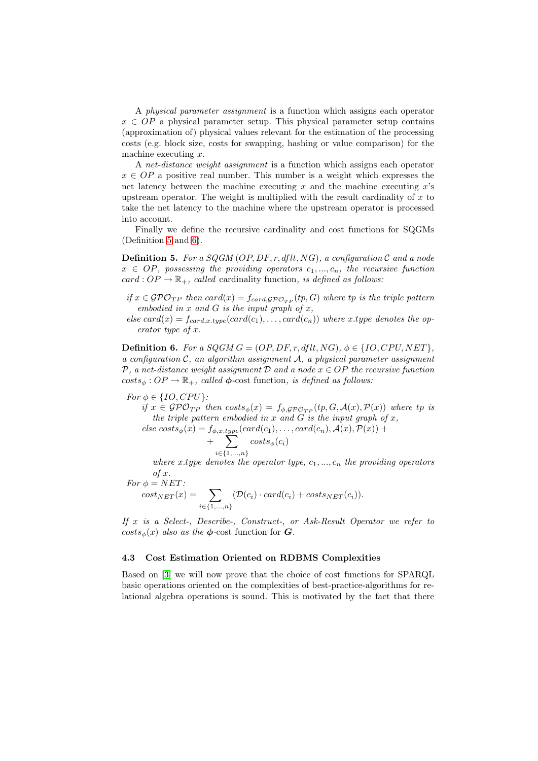A *physical parameter assignment* is a function which assigns each operator $x \in OP$ a physical parameter setup. This physical parameter setup contains (approximation of) physical values relevant for the estimation of the processing costs (e.g. block size, costs for swapping, hashing or value comparison) for the machine executing $x$.

A *net-distance weight assignment* is a function which assigns each operator $x \in OP$ a positive real number. This number is a weight which expresses the net latency between the machine executing $x$ and the machine executing $x$'s upstream operator. The weight is multiplied with the result cardinality of $x$ to take the net latency to the machine where the upstream operator is processed into account.

Finally we define the recursive cardinality and cost functions for SQGMs (Definition 5 and 6).

**Definition 5.** *For a SQGM $(OP, DF, r, dflt, NG)$, a configuration $\mathcal{C}$ and a node $x \in OP$, possessing the providing operators $c_1, ..., c_n$, the recursive function $card : OP \rightarrow \mathbb{R}_+$, called* cardinality function*, is defined as follows:*

- *if $x \in \mathcal{GPO}_{TP}$ then $card(x) = f_{card,\mathcal{GPO}_{TP}}(tp, G)$ where $tp$ is the triple pattern embodied in $x$ and $G$ is the input graph of $x$,*
- *else $card(x) = f_{card,x.type}(card(c_1), \ldots, card(c_n))$ where $x.type$ denotes the operator type of $x$.*

**Definition 6.** *For a SQGM $G = (OP, DF, r, dflt, NG)$, $\phi \in \{IO, CPU, NET\}$, a configuration $\mathcal{C}$, an algorithm assignment $\mathcal{A}$, a physical parameter assignment $\mathcal{P}$, a net-distance weight assignment $\mathcal{D}$ and a node $x \in OP$ the recursive function $costs_\phi : OP \rightarrow \mathbb{R}_+$, called* $\boldsymbol{\phi}$-cost function*, is defined as follows:*

*For $\phi \in \{IO, CPU\}$:*

- *if $x \in \mathcal{GPO}_{TP}$ then $costs_\phi(x) = f_{\phi,\mathcal{GPO}_{TP}}(tp, G, \mathcal{A}(x), \mathcal{P}(x))$ where $tp$ is the triple pattern embodied in $x$ and $G$ is the input graph of $x$,*
- *else*

$$costs_\phi(x) = f_{\phi,x.type}(card(c_1), \ldots, card(c_n), \mathcal{A}(x), \mathcal{P}(x)) + \sum_{i \in \{1,...,n\}} costs_\phi(c_i)$$

*where $x.type$ denotes the operator type, $c_1, ..., c_n$ the providing operators of $x$.*

*For $\phi = NET$:*

$$cost_{NET}(x) = \sum_{i \in \{1,...,n\}} (\mathcal{D}(c_i) \cdot card(c_i) + costs_{NET}(c_i)).$$

*If $x$ is a Select-, Describe-, Construct-, or Ask-Result Operator we refer to $costs_\phi(x)$ also as the* $\boldsymbol{\phi}$-cost function for $\boldsymbol{G}$.

### 4.3 Cost Estimation Oriented on RDBMS Complexities

Based on [3] we will now prove that the choice of cost functions for SPARQL basic operations oriented on the complexities of best-practice-algorithms for relational algebra operations is sound. This is motivated by the fact that there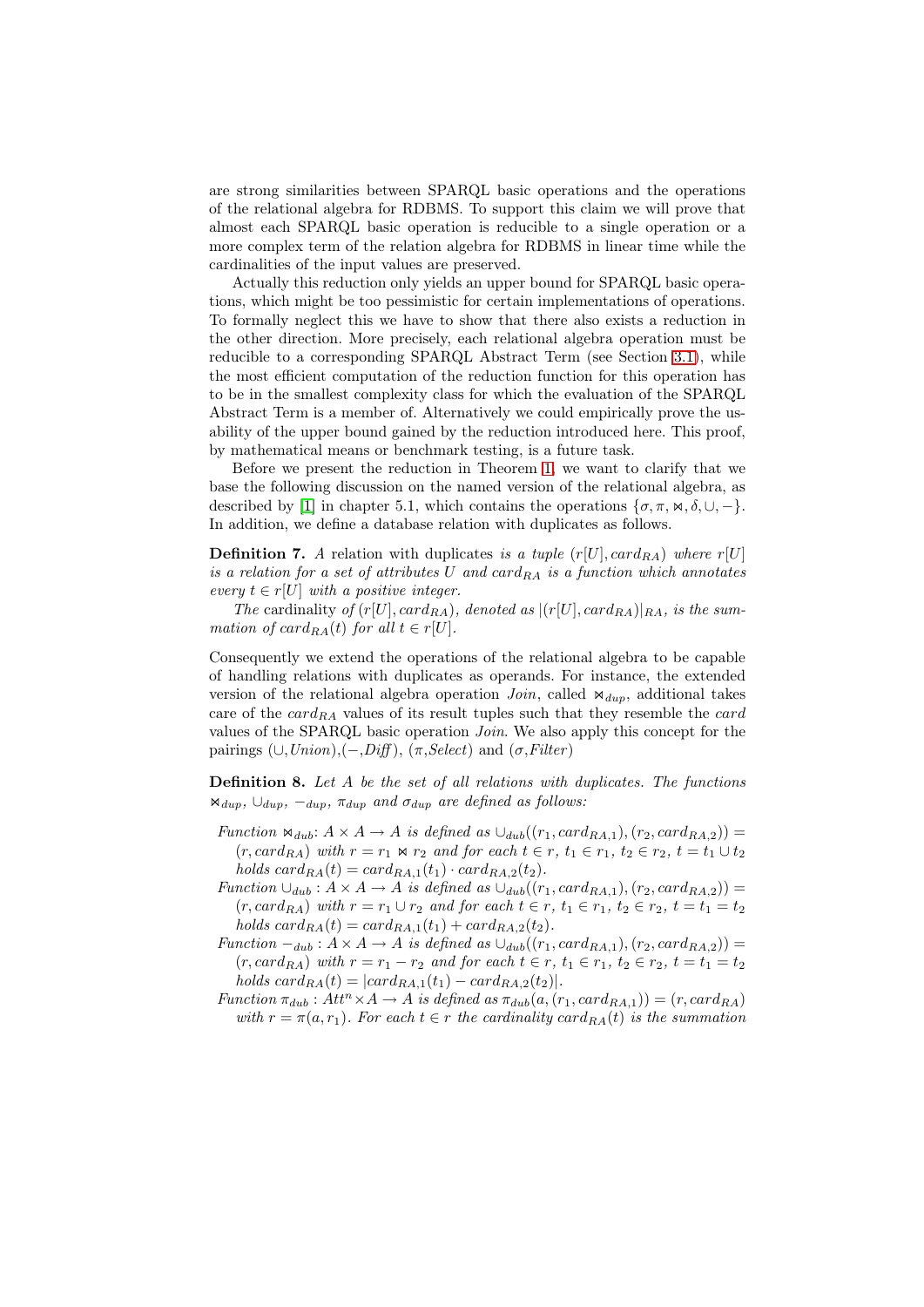are strong similarities between SPARQL basic operations and the operations of the relational algebra for RDBMS. To support this claim we will prove that almost each SPARQL basic operation is reducible to a single operation or a more complex term of the relation algebra for RDBMS in linear time while the cardinalities of the input values are preserved.

Actually this reduction only yields an upper bound for SPARQL basic operations, which might be too pessimistic for certain implementations of operations. To formally neglect this we have to show that there also exists a reduction in the other direction. More precisely, each relational algebra operation must be reducible to a corresponding SPARQL Abstract Term (see Section 3.1), while the most efficient computation of the reduction function for this operation has to be in the smallest complexity class for which the evaluation of the SPARQL Abstract Term is a member of. Alternatively we could empirically prove the usability of the upper bound gained by the reduction introduced here. This proof, by mathematical means or benchmark testing, is a future task.

Before we present the reduction in Theorem 1, we want to clarify that we base the following discussion on the named version of the relational algebra, as described by [1] in chapter 5.1, which contains the operations $\{\sigma, \pi, \bowtie, \delta, \cup, -\}$. In addition, we define a database relation with duplicates as follows.

**Definition 7.** *A* relation with duplicates *is a tuple* $(r[U], card_{RA})$ *where* $r[U]$ *is a relation for a set of attributes* $U$ *and* $card_{RA}$ *is a function which annotates every* $t \in r[U]$ *with a positive integer.*

*The* cardinality *of* $(r[U], card_{RA})$*, denoted as* $|(r[U], card_{RA})|_{RA}$*, is the summation of* $card_{RA}(t)$ *for all* $t \in r[U]$*.*

Consequently we extend the operations of the relational algebra to be capable of handling relations with duplicates as operands. For instance, the extended version of the relational algebra operation *Join*, called $\bowtie_{dup}$, additional takes care of the $card_{RA}$ values of its result tuples such that they resemble the *card* values of the SPARQL basic operation *Join*. We also apply this concept for the pairings $(\cup$,*Union*$)$,$(-$,*Diff*$)$, $(\pi$,*Select*$)$ and $(\sigma$,*Filter*$)$

**Definition 8.** *Let* $A$ *be the set of all relations with duplicates. The functions* $\bowtie_{dup}$*,* $\cup_{dup}$*,* $-_{dup}$*,* $\pi_{dup}$ *and* $\sigma_{dup}$ *are defined as follows:*

- *Function* $\bowtie_{dub}$: $A \times A \rightarrow A$ *is defined as* $\cup_{dub}((r_1, card_{RA,1}), (r_2, card_{RA,2})) = (r, card_{RA})$ *with* $r = r_1 \bowtie r_2$ *and for each* $t \in r$, $t_1 \in r_1$, $t_2 \in r_2$, $t = t_1 \cup t_2$ *holds* $card_{RA}(t) = card_{RA,1}(t_1) \cdot card_{RA,2}(t_2)$.
- *Function* $\cup_{dub} : A \times A \rightarrow A$ *is defined as* $\cup_{dub}((r_1, card_{RA,1}), (r_2, card_{RA,2})) = (r, card_{RA})$ *with* $r = r_1 \cup r_2$ *and for each* $t \in r$, $t_1 \in r_1$, $t_2 \in r_2$, $t = t_1 = t_2$ *holds* $card_{RA}(t) = card_{RA,1}(t_1) + card_{RA,2}(t_2)$.
- *Function* $-_{dub} : A \times A \rightarrow A$ *is defined as* $\cup_{dub}((r_1, card_{RA,1}), (r_2, card_{RA,2})) = (r, card_{RA})$ *with* $r = r_1 - r_2$ *and for each* $t \in r$, $t_1 \in r_1$, $t_2 \in r_2$, $t = t_1 = t_2$ *holds* $card_{RA}(t) = |card_{RA,1}(t_1) - card_{RA,2}(t_2)|$.
- *Function* $\pi_{dub} : Att^n \times A \rightarrow A$ *is defined as* $\pi_{dub}(a, (r_1, card_{RA,1})) = (r, card_{RA})$ *with* $r = \pi(a, r_1)$. *For each* $t \in r$ *the cardinality* $card_{RA}(t)$ *is the summation*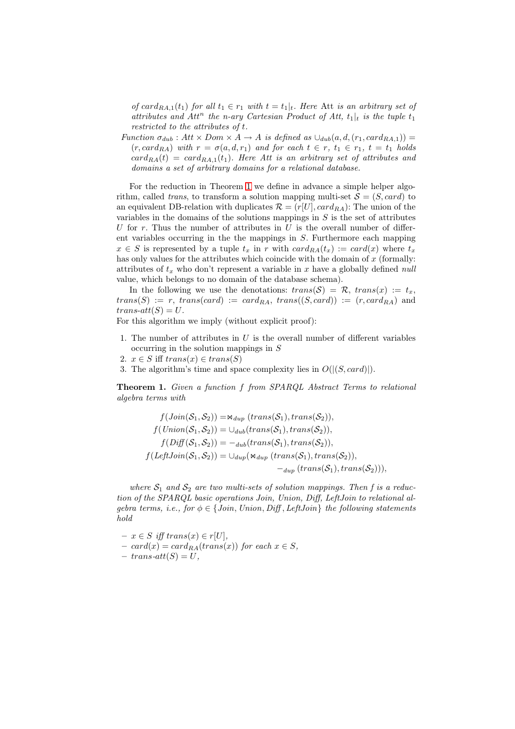*of $card_{RA,1}(t_1)$ for all $t_1 \in r_1$ with $t = t_1|_t$. Here* Att *is an arbitrary set of attributes and $Att^n$ the n-ary Cartesian Product of Att, $t_1|_t$ is the tuple $t_1$ restricted to the attributes of $t$.*

*Function $\sigma_{dub} : Att \times Dom \times A \to A$ is defined as $\cup_{dub}(a, d, (r_1, card_{RA,1})) = (r, card_{RA})$ with $r = \sigma(a, d, r_1)$ and for each $t \in r$, $t_1 \in r_1$, $t = t_1$ holds $card_{RA}(t) = card_{RA,1}(t_1)$. Here Att is an arbitrary set of attributes and domains a set of arbitrary domains for a relational database.*

For the reduction in Theorem 1 we define in advance a simple helper algorithm, called *trans*, to transform a solution mapping multi-set $\mathcal{S} = (S, card)$ to an equivalent DB-relation with duplicates $\mathcal{R} = (r[U], card_{RA})$: The union of the variables in the domains of the solutions mappings in $S$ is the set of attributes $U$ for $r$. Thus the number of attributes in $U$ is the overall number of different variables occurring in the the mappings in $S$. Furthermore each mapping $x \in S$ is represented by a tuple $t_x$ in $r$ with $card_{RA}(t_x) := card(x)$ where $t_x$ has only values for the attributes which coincide with the domain of $x$ (formally: attributes of $t_x$ who don't represent a variable in $x$ have a globally defined *null* value, which belongs to no domain of the database schema).

In the following we use the denotations: $trans(\mathcal{S}) = \mathcal{R}$, $trans(x) := t_x$, $trans(S) := r$, $trans(card) := card_{RA}$, $trans((S, card)) := (r, card_{RA})$ and $trans\text{-}att(S) = U$.

For this algorithm we imply (without explicit proof):

1. The number of attributes in $U$ is the overall number of different variables occurring in the solution mappings in $S$
2. $x \in S$ iff $trans(x) \in trans(S)$
3. The algorithm's time and space complexity lies in $O(|(S, card)|)$.

**Theorem 1.** *Given a function $f$ from SPARQL Abstract Terms to relational algebra terms with*

$$
\begin{aligned}
f(Join(\mathcal{S}_1, \mathcal{S}_2)) &= \bowtie_{dup} (trans(\mathcal{S}_1), trans(\mathcal{S}_2)),\\
f(Union(\mathcal{S}_1, \mathcal{S}_2)) &= \cup_{dub}(trans(\mathcal{S}_1), trans(\mathcal{S}_2)),\\
f(Diff(\mathcal{S}_1, \mathcal{S}_2)) &= -_{dub}(trans(\mathcal{S}_1), trans(\mathcal{S}_2)),\\
f(LeftJoin(\mathcal{S}_1, \mathcal{S}_2)) &= \cup_{dup}(\bowtie_{dup} (trans(\mathcal{S}_1), trans(\mathcal{S}_2)),\\
&\qquad\qquad -_{dup} (trans(\mathcal{S}_1), trans(\mathcal{S}_2))),
\end{aligned}
$$

*where $\mathcal{S}_1$ and $\mathcal{S}_2$ are two multi-sets of solution mappings. Then $f$ is a reduction of the SPARQL basic operations Join, Union, Diff, LeftJoin to relational algebra terms, i.e., for $\phi \in \{Join, Union, Diff, LeftJoin\}$ the following statements hold*

- *$x \in S$ iff $trans(x) \in r[U]$,*
- *$card(x) = card_{RA}(trans(x))$ for each $x \in S$,*
- *$trans\text{-}att(S) = U$,*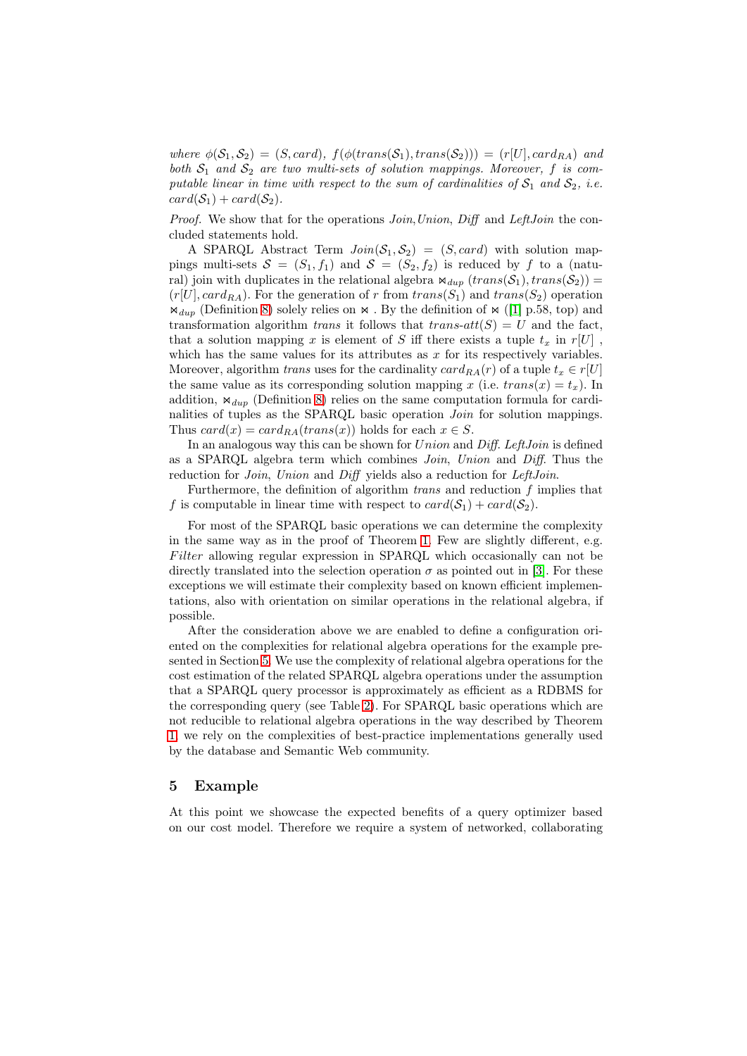*where* $\phi(\mathcal{S}_1, \mathcal{S}_2) = (S, card)$, $f(\phi(trans(\mathcal{S}_1), trans(\mathcal{S}_2))) = (r[U], card_{RA})$ *and both* $\mathcal{S}_1$ *and* $\mathcal{S}_2$ *are two multi-sets of solution mappings. Moreover,* $f$ *is computable linear in time with respect to the sum of cardinalities of* $\mathcal{S}_1$ *and* $\mathcal{S}_2$*, i.e.* $card(\mathcal{S}_1) + card(\mathcal{S}_2)$.

*Proof.* We show that for the operations *Join*, *Union*, *Diff* and *LeftJoin* the concluded statements hold.

A SPARQL Abstract Term $Join(\mathcal{S}_1, \mathcal{S}_2) = (S, card)$ with solution mappings multi-sets $\mathcal{S} = (S_1, f_1)$ and $\mathcal{S} = (S_2, f_2)$ is reduced by $f$ to a (natural) join with duplicates in the relational algebra $\bowtie_{dup} (trans(\mathcal{S}_1), trans(\mathcal{S}_2)) = (r[U], card_{RA})$. For the generation of $r$ from $trans(\mathcal{S}_1)$ and $trans(\mathcal{S}_2)$ operation $\bowtie_{dup}$ (Definition 8) solely relies on $\bowtie$ . By the definition of $\bowtie$ ([1] p.58, top) and transformation algorithm *trans* it follows that $trans\text{-}att(S) = U$ and the fact, that a solution mapping $x$ is element of $S$ iff there exists a tuple $t_x$ in $r[U]$ , which has the same values for its attributes as $x$ for its respectively variables. Moreover, algorithm *trans* uses for the cardinality $card_{RA}(r)$ of a tuple $t_x \in r[U]$ the same value as its corresponding solution mapping $x$ (i.e. $trans(x) = t_x$). In addition, $\bowtie_{dup}$ (Definition 8) relies on the same computation formula for cardinalities of tuples as the SPARQL basic operation *Join* for solution mappings. Thus $card(x) = card_{RA}(trans(x))$ holds for each $x \in S$.

In an analogous way this can be shown for *Union* and *Diff*. *LeftJoin* is defined as a SPARQL algebra term which combines *Join*, *Union* and *Diff*. Thus the reduction for *Join*, *Union* and *Diff* yields also a reduction for *LeftJoin*.

Furthermore, the definition of algorithm *trans* and reduction $f$ implies that $f$ is computable in linear time with respect to $card(\mathcal{S}_1) + card(\mathcal{S}_2)$.

For most of the SPARQL basic operations we can determine the complexity in the same way as in the proof of Theorem 1. Few are slightly different, e.g. *Filter* allowing regular expression in SPARQL which occasionally can not be directly translated into the selection operation $\sigma$ as pointed out in [3]. For these exceptions we will estimate their complexity based on known efficient implementations, also with orientation on similar operations in the relational algebra, if possible.

After the consideration above we are enabled to define a configuration oriented on the complexities for relational algebra operations for the example presented in Section 5. We use the complexity of relational algebra operations for the cost estimation of the related SPARQL algebra operations under the assumption that a SPARQL query processor is approximately as efficient as a RDBMS for the corresponding query (see Table 2). For SPARQL basic operations which are not reducible to relational algebra operations in the way described by Theorem 1, we rely on the complexities of best-practice implementations generally used by the database and Semantic Web community.

## 5 Example

At this point we showcase the expected benefits of a query optimizer based on our cost model. Therefore we require a system of networked, collaborating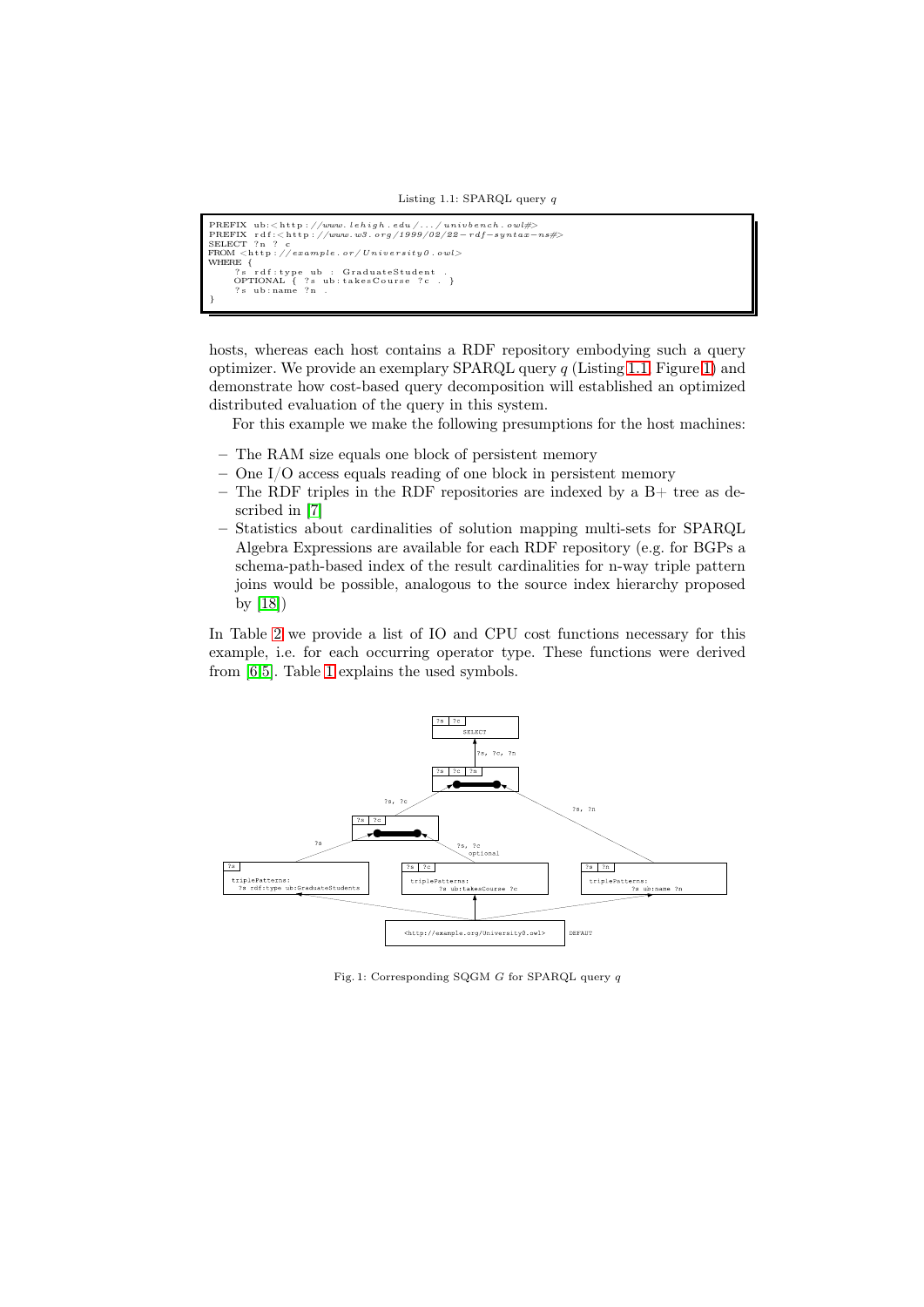Listing 1.1: SPARQL query $q$

```
PREFIX ub:<http://www.lehigh.edu/.../univbench.owl#>
PREFIX rdf:<http://www.w3.org/1999/02/22-rdf-syntax-ns#>
SELECT ?n ?c
FROM <http://example.or/University0.owl>
WHERE {
    ?s rdf:type ub:GraduateStudent .
    OPTIONAL { ?s ub:takesCourse ?c . }
    ?s ub:name ?n .
}
```

hosts, whereas each host contains a RDF repository embodying such a query optimizer. We provide an exemplary SPARQL query $q$ (Listing 1.1, Figure 1) and demonstrate how cost-based query decomposition will established an optimized distributed evaluation of the query in this system.

For this example we make the following presumptions for the host machines:

- The RAM size equals one block of persistent memory
- One I/O access equals reading of one block in persistent memory
- The RDF triples in the RDF repositories are indexed by a B+ tree as described in [7]
- Statistics about cardinalities of solution mapping multi-sets for SPARQL Algebra Expressions are available for each RDF repository (e.g. for BGPs a schema-path-based index of the result cardinalities for n-way triple pattern joins would be possible, analogous to the source index hierarchy proposed by [18])

In Table 2 we provide a list of IO and CPU cost functions necessary for this example, i.e. for each occurring operator type. These functions were derived from [6,5]. Table 1 explains the used symbols.

Fig. 1: Corresponding SQGM $G$ for SPARQL query $q$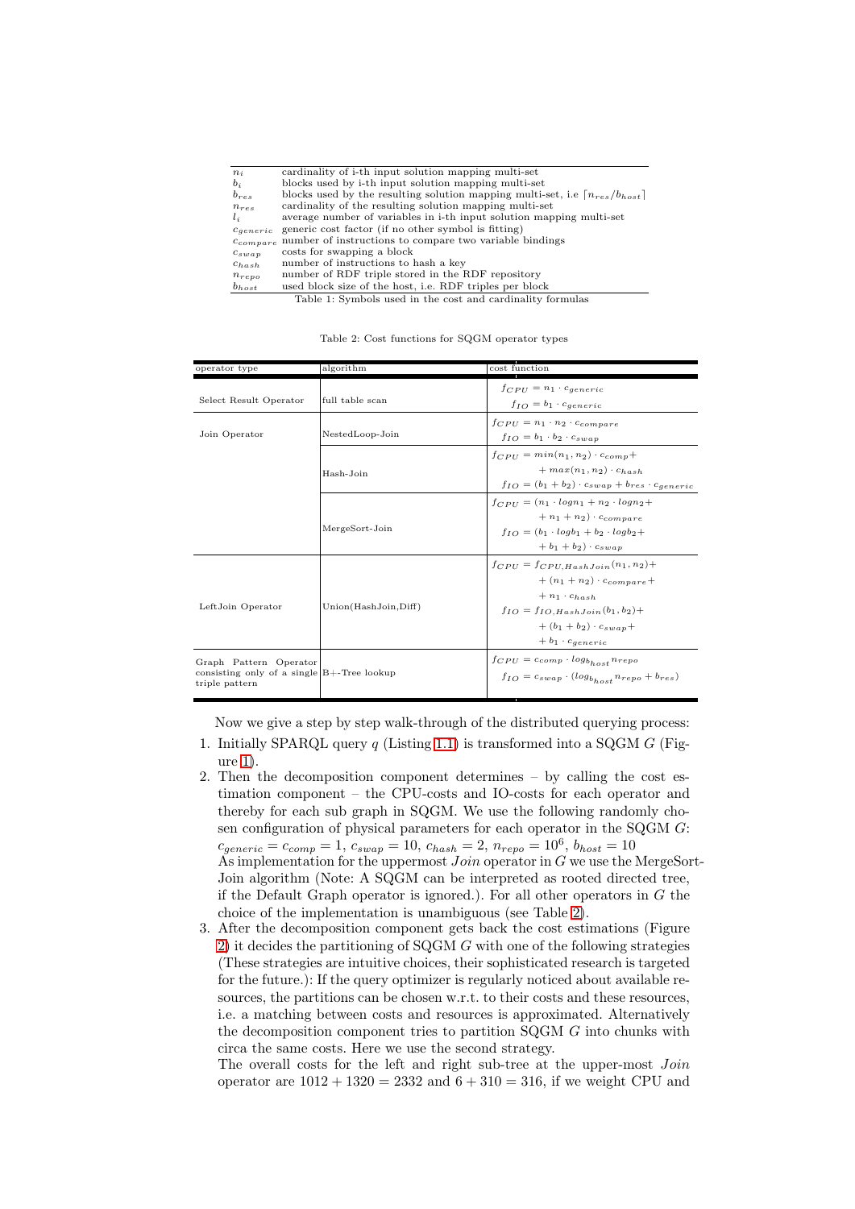| | |
|---|---|
| $n_i$ | cardinality of i-th input solution mapping multi-set |
| $b_i$ | blocks used by i-th input solution mapping multi-set |
| $b_{res}$ | blocks used by the resulting solution mapping multi-set, i.e $\lceil n_{res}/b_{host} \rceil$ |
| $n_{res}$ | cardinality of the resulting solution mapping multi-set |
| $l_i$ | average number of variables in i-th input solution mapping multi-set |
| $c_{generic}$ | generic cost factor (if no other symbol is fitting) |
| $c_{compare}$ | number of instructions to compare two variable bindings |
| $c_{swap}$ | costs for swapping a block |
| $c_{hash}$ | number of instructions to hash a key |
| $n_{repo}$ | number of RDF triple stored in the RDF repository |
| $b_{host}$ | used block size of the host, i.e. RDF triples per block |

Table 1: Symbols used in the cost and cardinality formulas

Table 2: Cost functions for SQGM operator types

| operator type | algorithm | cost function |
|---|---|---|
| Select Result Operator | full table scan | $f_{CPU} = n_1 \cdot c_{generic}$ <br> $f_{IO} = b_1 \cdot c_{generic}$ |
| Join Operator | NestedLoop-Join | $f_{CPU} = n_1 \cdot n_2 \cdot c_{compare}$ <br> $f_{IO} = b_1 \cdot b_2 \cdot c_{swap}$ |
| | Hash-Join | $f_{CPU} = min(n_1, n_2) \cdot c_{comp} +$ <br> $+ max(n_1, n_2) \cdot c_{hash}$ <br> $f_{IO} = (b_1 + b_2) \cdot c_{swap} + b_{res} \cdot c_{generic}$ |
| | MergeSort-Join | $f_{CPU} = (n_1 \cdot log n_1 + n_2 \cdot log n_2 +$ <br> $+ n_1 + n_2) \cdot c_{compare}$ <br> $f_{IO} = (b_1 \cdot log b_1 + b_2 \cdot log b_2 +$ <br> $+ b_1 + b_2) \cdot c_{swap}$ |
| LeftJoin Operator | Union(HashJoin,Diff) | $f_{CPU} = f_{CPU,HashJoin}(n_1, n_2) +$ <br> $+ (n_1 + n_2) \cdot c_{compare} +$ <br> $+ n_1 \cdot c_{hash}$ <br> $f_{IO} = f_{IO,HashJoin}(b_1, b_2) +$ <br> $+ (b_1 + b_2) \cdot c_{swap} +$ <br> $+ b_1 \cdot c_{generic}$ |
| Graph Pattern Operator consisting only of a single triple pattern | B+-Tree lookup | $f_{CPU} = c_{comp} \cdot log_{b_{host}} n_{repo}$ <br> $f_{IO} = c_{swap} \cdot (log_{b_{host}} n_{repo} + b_{res})$ |

Now we give a step by step walk-through of the distributed querying process:

1. Initially SPARQL query $q$ (Listing 1.1) is transformed into a SQGM $G$ (Figure 1).
2. Then the decomposition component determines – by calling the cost estimation component – the CPU-costs and IO-costs for each operator and thereby for each sub graph in SQGM. We use the following randomly chosen configuration of physical parameters for each operator in the SQGM $G$: $c_{generic} = c_{comp} = 1$, $c_{swap} = 10$, $c_{hash} = 2$, $n_{repo} = 10^6$, $b_{host} = 10$
   As implementation for the uppermost *Join* operator in $G$ we use the MergeSort-Join algorithm (Note: A SQGM can be interpreted as rooted directed tree, if the Default Graph operator is ignored.). For all other operators in $G$ the choice of the implementation is unambiguous (see Table 2).
3. After the decomposition component gets back the cost estimations (Figure 2) it decides the partitioning of SQGM $G$ with one of the following strategies (These strategies are intuitive choices, their sophisticated research is targeted for the future.): If the query optimizer is regularly noticed about available resources, the partitions can be chosen w.r.t. to their costs and these resources, i.e. a matching between costs and resources is approximated. Alternatively the decomposition component tries to partition SQGM $G$ into chunks with circa the same costs. Here we use the second strategy.
   The overall costs for the left and right sub-tree at the upper-most *Join* operator are $1012 + 1320 = 2332$ and $6 + 310 = 316$, if we weight CPU and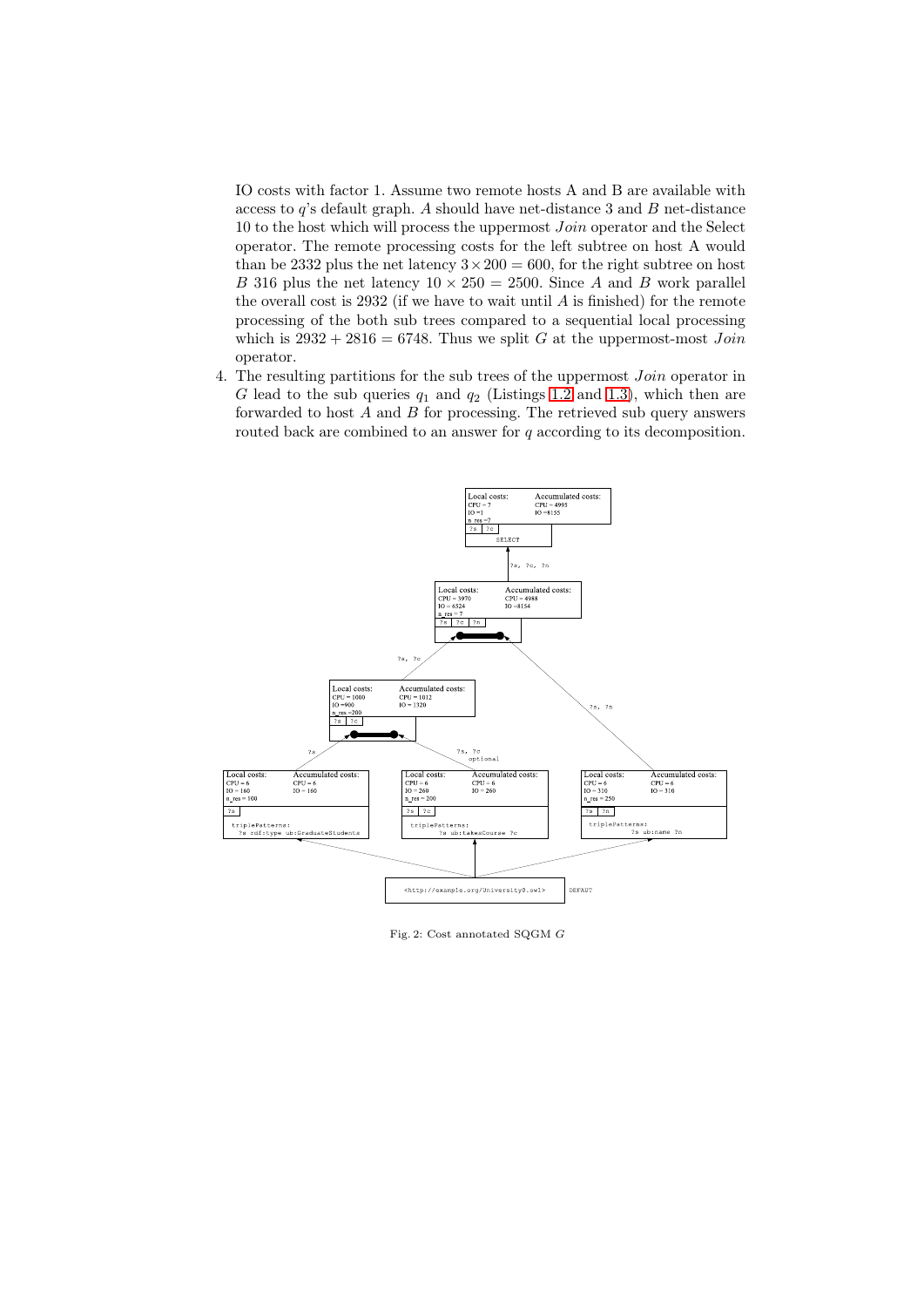IO costs with factor 1. Assume two remote hosts A and B are available with access to $q$'s default graph. $A$ should have net-distance 3 and $B$ net-distance 10 to the host which will process the uppermost *Join* operator and the Select operator. The remote processing costs for the left subtree on host A would than be 2332 plus the net latency $3 \times 200 = 600$, for the right subtree on host $B$ 316 plus the net latency $10 \times 250 = 2500$. Since $A$ and $B$ work parallel the overall cost is 2932 (if we have to wait until $A$ is finished) for the remote processing of the both sub trees compared to a sequential local processing which is $2932 + 2816 = 6748$. Thus we split $G$ at the uppermost-most *Join* operator.

4. The resulting partitions for the sub trees of the uppermost *Join* operator in $G$ lead to the sub queries $q_1$ and $q_2$ (Listings 1.2 and 1.3), which then are forwarded to host $A$ and $B$ for processing. The retrieved sub query answers routed back are combined to an answer for $q$ according to its decomposition.

Fig. 2: Cost annotated SQGM $G$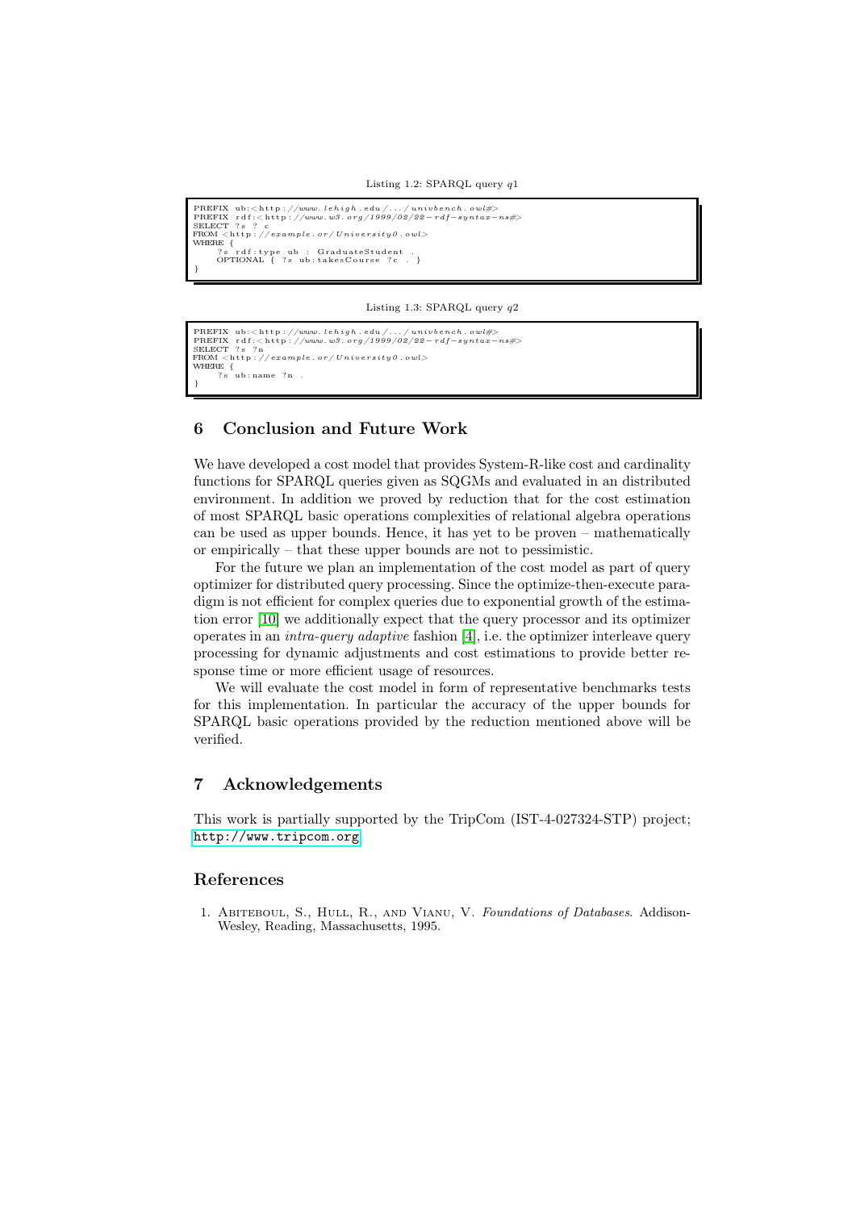Listing 1.2: SPARQL query $q1$

```
PREFIX ub:<http://www.lehigh.edu/.../univbench.owl#>
PREFIX rdf:<http://www.w3.org/1999/02/22-rdf-syntax-ns#>
SELECT ?s ?c
FROM <http://example.or/University0.owl>
WHERE {
    ?s rdf:type ub:GraduateStudent .
    OPTIONAL { ?s ub:takesCourse ?c . }
}
```

Listing 1.3: SPARQL query $q2$

```
PREFIX ub:<http://www.lehigh.edu/.../univbench.owl#>
PREFIX rdf:<http://www.w3.org/1999/02/22-rdf-syntax-ns#>
SELECT ?s ?n
FROM <http://example.or/University0.owl>
WHERE {
    ?s ub:name ?n .
}
```

## 6 Conclusion and Future Work

We have developed a cost model that provides System-R-like cost and cardinality functions for SPARQL queries given as SQGMs and evaluated in an distributed environment. In addition we proved by reduction that for the cost estimation of most SPARQL basic operations complexities of relational algebra operations can be used as upper bounds. Hence, it has yet to be proven – mathematically or empirically – that these upper bounds are not to pessimistic.

For the future we plan an implementation of the cost model as part of query optimizer for distributed query processing. Since the optimize-then-execute paradigm is not efficient for complex queries due to exponential growth of the estimation error [10] we additionally expect that the query processor and its optimizer operates in an *intra-query adaptive* fashion [4], i.e. the optimizer interleave query processing for dynamic adjustments and cost estimations to provide better response time or more efficient usage of resources.

We will evaluate the cost model in form of representative benchmarks tests for this implementation. In particular the accuracy of the upper bounds for SPARQL basic operations provided by the reduction mentioned above will be verified.

## 7 Acknowledgements

This work is partially supported by the TripCom (IST-4-027324-STP) project; http://www.tripcom.org.

## References

1. Abiteboul, S., Hull, R., and Vianu, V. *Foundations of Databases*. Addison-Wesley, Reading, Massachusetts, 1995.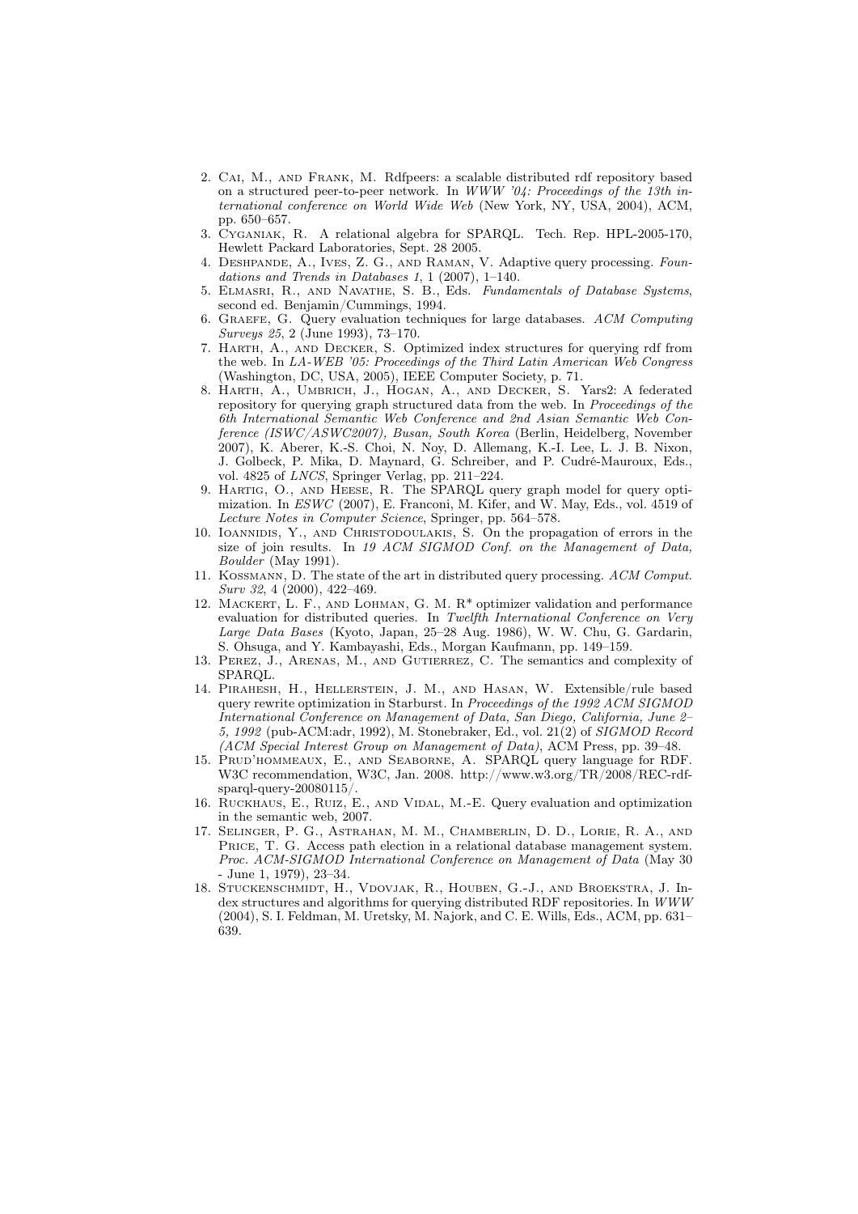2. Cai, M., and Frank, M. Rdfpeers: a scalable distributed rdf repository based on a structured peer-to-peer network. In *WWW '04: Proceedings of the 13th international conference on World Wide Web* (New York, NY, USA, 2004), ACM, pp. 650–657.
3. Cyganiak, R. A relational algebra for SPARQL. Tech. Rep. HPL-2005-170, Hewlett Packard Laboratories, Sept. 28 2005.
4. Deshpande, A., Ives, Z. G., and Raman, V. Adaptive query processing. *Foundations and Trends in Databases 1*, 1 (2007), 1–140.
5. Elmasri, R., and Navathe, S. B., Eds. *Fundamentals of Database Systems*, second ed. Benjamin/Cummings, 1994.
6. Graefe, G. Query evaluation techniques for large databases. *ACM Computing Surveys 25*, 2 (June 1993), 73–170.
7. Harth, A., and Decker, S. Optimized index structures for querying rdf from the web. In *LA-WEB '05: Proceedings of the Third Latin American Web Congress* (Washington, DC, USA, 2005), IEEE Computer Society, p. 71.
8. Harth, A., Umbrich, J., Hogan, A., and Decker, S. Yars2: A federated repository for querying graph structured data from the web. In *Proceedings of the 6th International Semantic Web Conference and 2nd Asian Semantic Web Conference (ISWC/ASWC2007), Busan, South Korea* (Berlin, Heidelberg, November 2007), K. Aberer, K.-S. Choi, N. Noy, D. Allemang, K.-I. Lee, L. J. B. Nixon, J. Golbeck, P. Mika, D. Maynard, G. Schreiber, and P. Cudré-Mauroux, Eds., vol. 4825 of *LNCS*, Springer Verlag, pp. 211–224.
9. Hartig, O., and Heese, R. The SPARQL query graph model for query optimization. In *ESWC* (2007), E. Franconi, M. Kifer, and W. May, Eds., vol. 4519 of *Lecture Notes in Computer Science*, Springer, pp. 564–578.
10. Ioannidis, Y., and Christodoulakis, S. On the propagation of errors in the size of join results. In *19 ACM SIGMOD Conf. on the Management of Data, Boulder* (May 1991).
11. Kossmann, D. The state of the art in distributed query processing. *ACM Comput. Surv 32*, 4 (2000), 422–469.
12. Mackert, L. F., and Lohman, G. M. R* optimizer validation and performance evaluation for distributed queries. In *Twelfth International Conference on Very Large Data Bases* (Kyoto, Japan, 25–28 Aug. 1986), W. W. Chu, G. Gardarin, S. Ohsuga, and Y. Kambayashi, Eds., Morgan Kaufmann, pp. 149–159.
13. Perez, J., Arenas, M., and Gutierrez, C. The semantics and complexity of SPARQL.
14. Pirahesh, H., Hellerstein, J. M., and Hasan, W. Extensible/rule based query rewrite optimization in Starburst. In *Proceedings of the 1992 ACM SIGMOD International Conference on Management of Data, San Diego, California, June 2–5, 1992* (pub-ACM:adr, 1992), M. Stonebraker, Ed., vol. 21(2) of *SIGMOD Record (ACM Special Interest Group on Management of Data)*, ACM Press, pp. 39–48.
15. Prud'hommeaux, E., and Seaborne, A. SPARQL query language for RDF. W3C recommendation, W3C, Jan. 2008. http://www.w3.org/TR/2008/REC-rdf-sparql-query-20080115/.
16. Ruckhaus, E., Ruiz, E., and Vidal, M.-E. Query evaluation and optimization in the semantic web, 2007.
17. Selinger, P. G., Astrahan, M. M., Chamberlin, D. D., Lorie, R. A., and Price, T. G. Access path election in a relational database management system. *Proc. ACM-SIGMOD International Conference on Management of Data* (May 30 - June 1, 1979), 23–34.
18. Stuckenschmidt, H., Vdovjak, R., Houben, G.-J., and Broekstra, J. Index structures and algorithms for querying distributed RDF repositories. In *WWW* (2004), S. I. Feldman, M. Uretsky, M. Najork, and C. E. Wills, Eds., ACM, pp. 631–639.